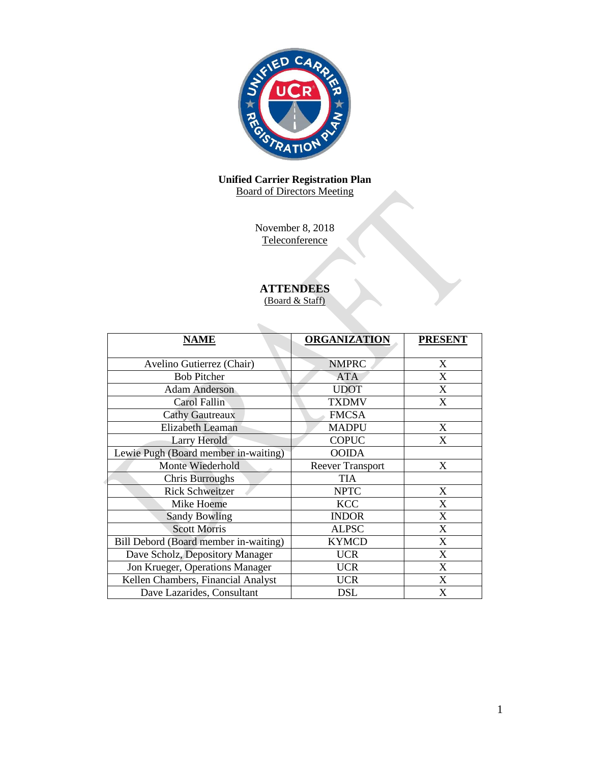**Unified Carrier Registration Plan**
Board of Directors Meeting

November 8, 2018
Teleconference

**ATTENDEES**
(Board & Staff)

| NAME | ORGANIZATION | PRESENT |
|---|---|---|
| Avelino Gutierrez (Chair) | NMPRC | X |
| Bob Pitcher | ATA | X |
| Adam Anderson | UDOT | X |
| Carol Fallin | TXDMV | X |
| Cathy Gautreaux | FMCSA | |
| Elizabeth Leaman | MADPU | X |
| Larry Herold | COPUC | X |
| Lewie Pugh (Board member in-waiting) | OOIDA | |
| Monte Wiederhold | Reever Transport | X |
| Chris Burroughs | TIA | |
| Rick Schweitzer | NPTC | X |
| Mike Hoeme | KCC | X |
| Sandy Bowling | INDOR | X |
| Scott Morris | ALPSC | X |
| Bill Debord (Board member in-waiting) | KYMCD | X |
| Dave Scholz, Depository Manager | UCR | X |
| Jon Krueger, Operations Manager | UCR | X |
| Kellen Chambers, Financial Analyst | UCR | X |
| Dave Lazarides, Consultant | DSL | X |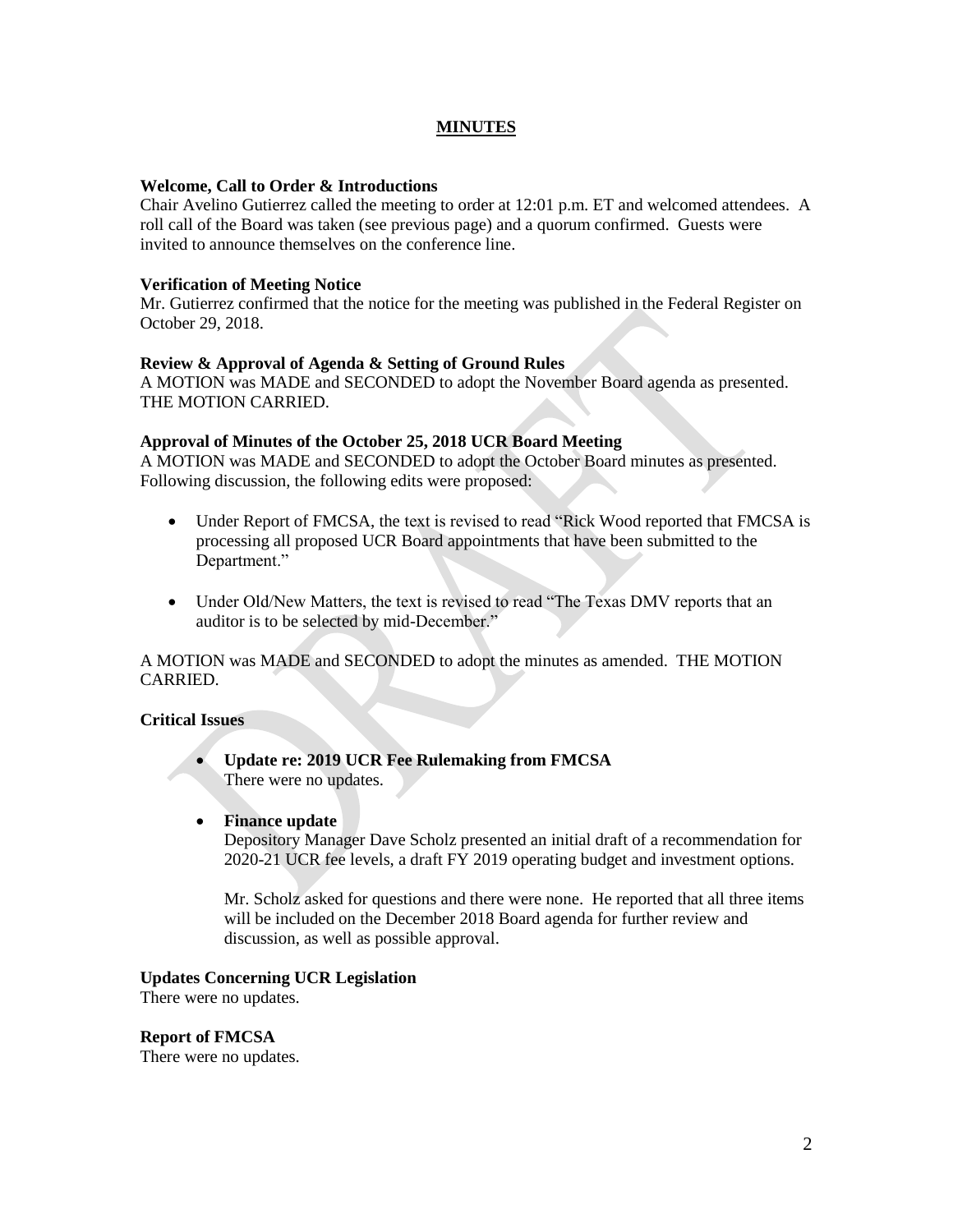# MINUTES

**Welcome, Call to Order & Introductions**

Chair Avelino Gutierrez called the meeting to order at 12:01 p.m. ET and welcomed attendees. A roll call of the Board was taken (see previous page) and a quorum confirmed. Guests were invited to announce themselves on the conference line.

**Verification of Meeting Notice**

Mr. Gutierrez confirmed that the notice for the meeting was published in the Federal Register on October 29, 2018.

**Review & Approval of Agenda & Setting of Ground Rules**

A MOTION was MADE and SECONDED to adopt the November Board agenda as presented. THE MOTION CARRIED.

**Approval of Minutes of the October 25, 2018 UCR Board Meeting**

A MOTION was MADE and SECONDED to adopt the October Board minutes as presented. Following discussion, the following edits were proposed:

- Under Report of FMCSA, the text is revised to read "Rick Wood reported that FMCSA is processing all proposed UCR Board appointments that have been submitted to the Department."
- Under Old/New Matters, the text is revised to read "The Texas DMV reports that an auditor is to be selected by mid-December."

A MOTION was MADE and SECONDED to adopt the minutes as amended. THE MOTION CARRIED.

**Critical Issues**

- **Update re: 2019 UCR Fee Rulemaking from FMCSA**
  There were no updates.

- **Finance update**
  Depository Manager Dave Scholz presented an initial draft of a recommendation for 2020-21 UCR fee levels, a draft FY 2019 operating budget and investment options.

  Mr. Scholz asked for questions and there were none. He reported that all three items will be included on the December 2018 Board agenda for further review and discussion, as well as possible approval.

**Updates Concerning UCR Legislation**

There were no updates.

**Report of FMCSA**

There were no updates.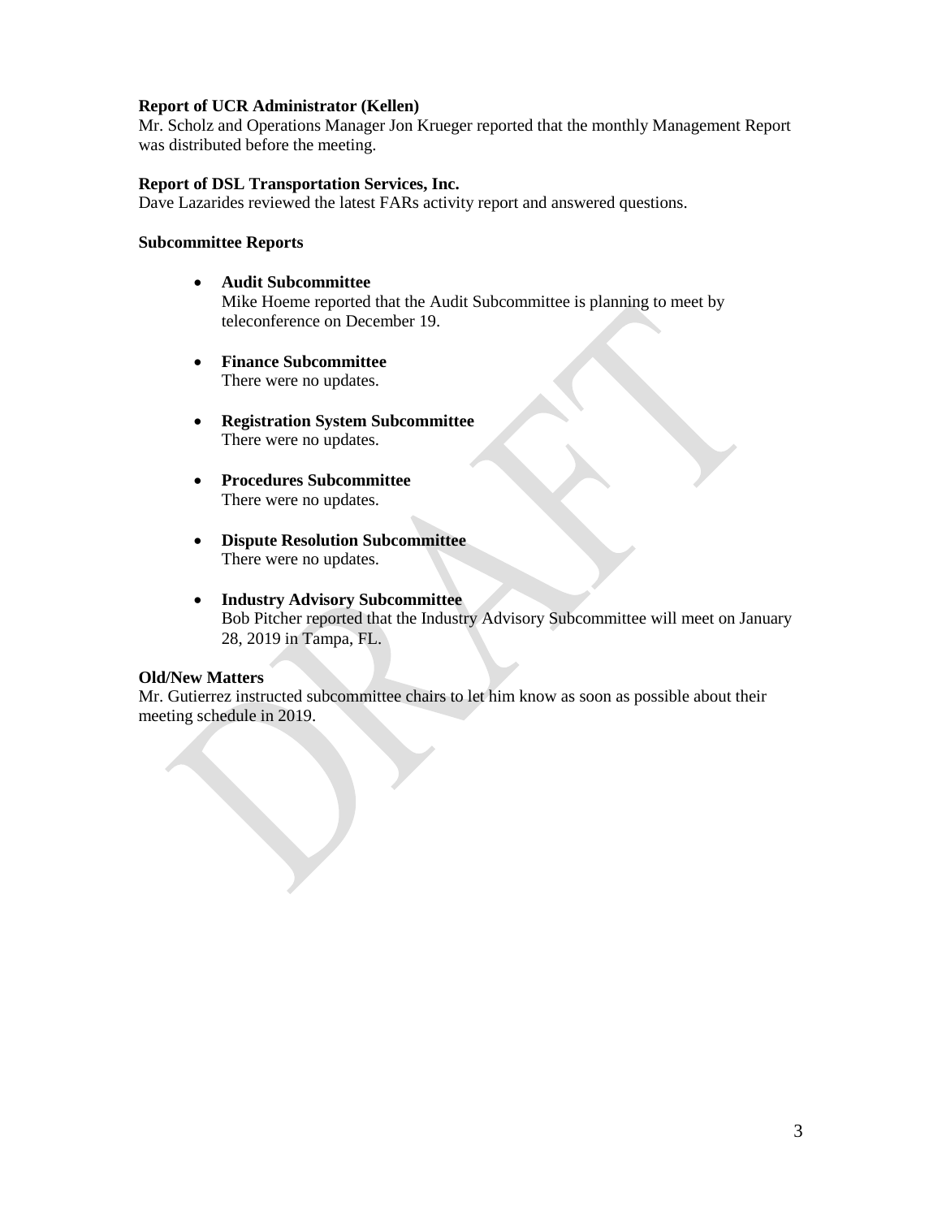**Report of UCR Administrator (Kellen)**

Mr. Scholz and Operations Manager Jon Krueger reported that the monthly Management Report was distributed before the meeting.

**Report of DSL Transportation Services, Inc.**

Dave Lazarides reviewed the latest FARs activity report and answered questions.

**Subcommittee Reports**

- **Audit Subcommittee**
  Mike Hoeme reported that the Audit Subcommittee is planning to meet by teleconference on December 19.

- **Finance Subcommittee**
  There were no updates.

- **Registration System Subcommittee**
  There were no updates.

- **Procedures Subcommittee**
  There were no updates.

- **Dispute Resolution Subcommittee**
  There were no updates.

- **Industry Advisory Subcommittee**
  Bob Pitcher reported that the Industry Advisory Subcommittee will meet on January 28, 2019 in Tampa, FL.

**Old/New Matters**

Mr. Gutierrez instructed subcommittee chairs to let him know as soon as possible about their meeting schedule in 2019.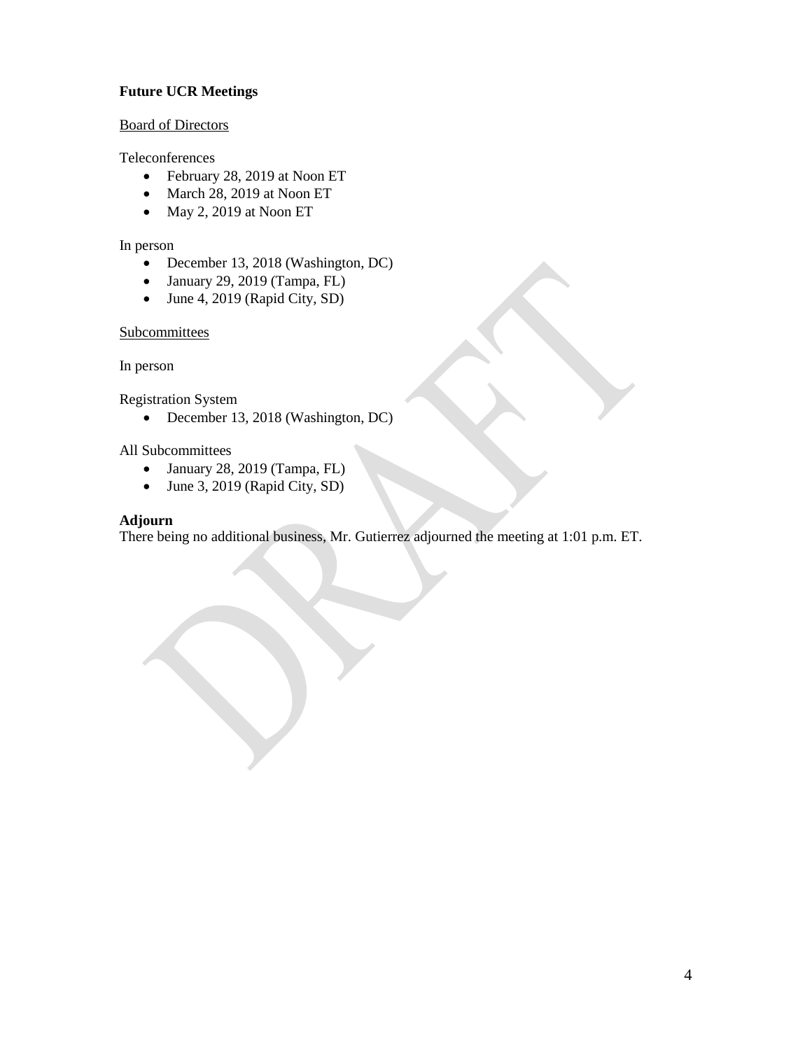**Future UCR Meetings**

Board of Directors

Teleconferences

- February 28, 2019 at Noon ET
- March 28, 2019 at Noon ET
- May 2, 2019 at Noon ET

In person

- December 13, 2018 (Washington, DC)
- January 29, 2019 (Tampa, FL)
- June 4, 2019 (Rapid City, SD)

Subcommittees

In person

Registration System

- December 13, 2018 (Washington, DC)

All Subcommittees

- January 28, 2019 (Tampa, FL)
- June 3, 2019 (Rapid City, SD)

**Adjourn**

There being no additional business, Mr. Gutierrez adjourned the meeting at 1:01 p.m. ET.